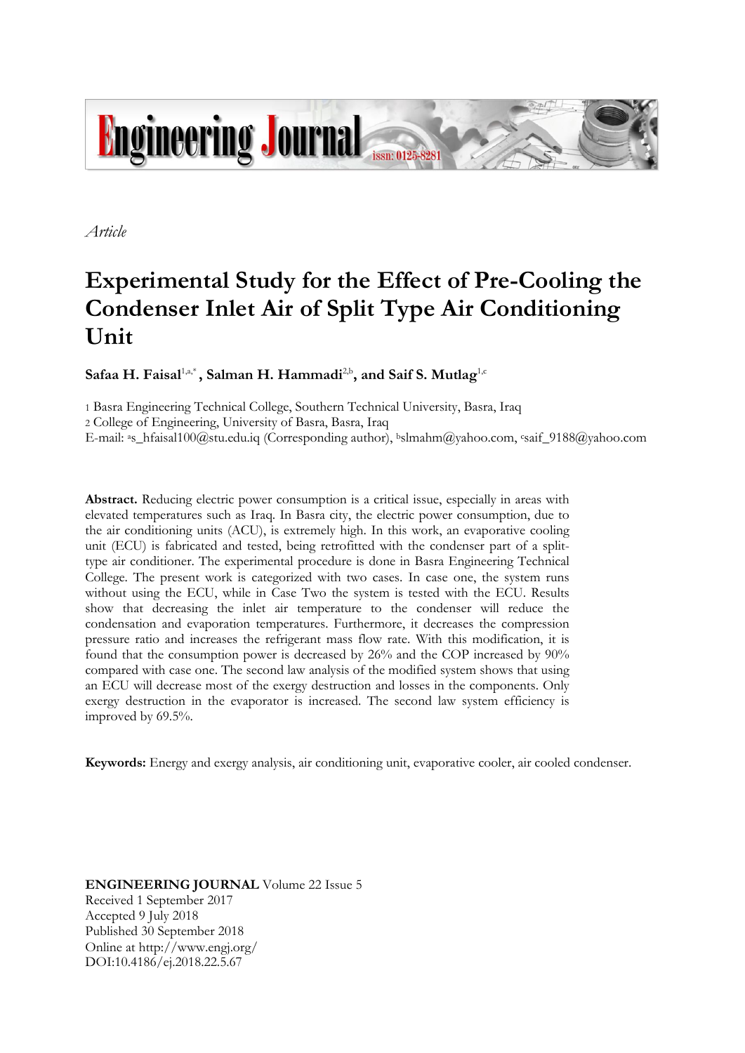*Article*

# Experimental Study for the Effect of Pre-Cooling the Condenser Inlet Air of Split Type Air Conditioning Unit

**Safaa H. Faisal**[1,a,*], **Salman H. Hammadi**[2,b], **and Saif S. Mutlag**[1,c]

1 Basra Engineering Technical College, Southern Technical University, Basra, Iraq
2 College of Engineering, University of Basra, Basra, Iraq
E-mail: [a]s_hfaisal100@stu.edu.iq (Corresponding author), [b]slmahm@yahoo.com, [c]saif_9188@yahoo.com

**Abstract.** Reducing electric power consumption is a critical issue, especially in areas with elevated temperatures such as Iraq. In Basra city, the electric power consumption, due to the air conditioning units (ACU), is extremely high. In this work, an evaporative cooling unit (ECU) is fabricated and tested, being retrofitted with the condenser part of a split-type air conditioner. The experimental procedure is done in Basra Engineering Technical College. The present work is categorized with two cases. In case one, the system runs without using the ECU, while in Case Two the system is tested with the ECU. Results show that decreasing the inlet air temperature to the condenser will reduce the condensation and evaporation temperatures. Furthermore, it decreases the compression pressure ratio and increases the refrigerant mass flow rate. With this modification, it is found that the consumption power is decreased by 26% and the COP increased by 90% compared with case one. The second law analysis of the modified system shows that using an ECU will decrease most of the exergy destruction and losses in the components. Only exergy destruction in the evaporator is increased. The second law system efficiency is improved by 69.5%.

**Keywords:** Energy and exergy analysis, air conditioning unit, evaporative cooler, air cooled condenser.

**ENGINEERING JOURNAL** Volume 22 Issue 5
Received 1 September 2017
Accepted 9 July 2018
Published 30 September 2018
Online at http://www.engj.org/
DOI:10.4186/ej.2018.22.5.67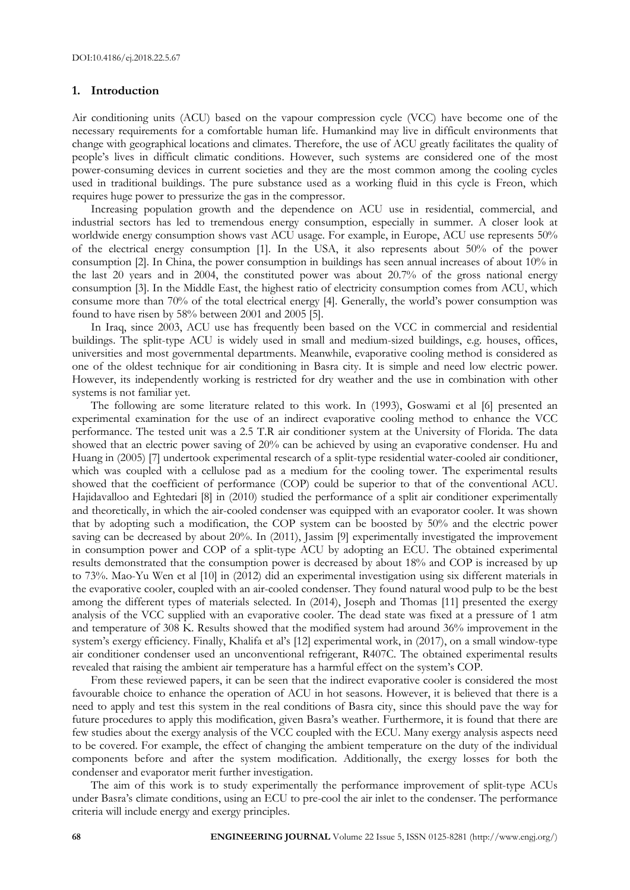## 1. Introduction

Air conditioning units (ACU) based on the vapour compression cycle (VCC) have become one of the necessary requirements for a comfortable human life. Humankind may live in difficult environments that change with geographical locations and climates. Therefore, the use of ACU greatly facilitates the quality of people's lives in difficult climatic conditions. However, such systems are considered one of the most power-consuming devices in current societies and they are the most common among the cooling cycles used in traditional buildings. The pure substance used as a working fluid in this cycle is Freon, which requires huge power to pressurize the gas in the compressor.

Increasing population growth and the dependence on ACU use in residential, commercial, and industrial sectors has led to tremendous energy consumption, especially in summer. A closer look at worldwide energy consumption shows vast ACU usage. For example, in Europe, ACU use represents 50% of the electrical energy consumption [1]. In the USA, it also represents about 50% of the power consumption [2]. In China, the power consumption in buildings has seen annual increases of about 10% in the last 20 years and in 2004, the constituted power was about 20.7% of the gross national energy consumption [3]. In the Middle East, the highest ratio of electricity consumption comes from ACU, which consume more than 70% of the total electrical energy [4]. Generally, the world's power consumption was found to have risen by 58% between 2001 and 2005 [5].

In Iraq, since 2003, ACU use has frequently been based on the VCC in commercial and residential buildings. The split-type ACU is widely used in small and medium-sized buildings, e.g. houses, offices, universities and most governmental departments. Meanwhile, evaporative cooling method is considered as one of the oldest technique for air conditioning in Basra city. It is simple and need low electric power. However, its independently working is restricted for dry weather and the use in combination with other systems is not familiar yet.

The following are some literature related to this work. In (1993), Goswami et al [6] presented an experimental examination for the use of an indirect evaporative cooling method to enhance the VCC performance. The tested unit was a 2.5 T.R air conditioner system at the University of Florida. The data showed that an electric power saving of 20% can be achieved by using an evaporative condenser. Hu and Huang in (2005) [7] undertook experimental research of a split-type residential water-cooled air conditioner, which was coupled with a cellulose pad as a medium for the cooling tower. The experimental results showed that the coefficient of performance (COP) could be superior to that of the conventional ACU. Hajidavalloo and Eghtedari [8] in (2010) studied the performance of a split air conditioner experimentally and theoretically, in which the air-cooled condenser was equipped with an evaporator cooler. It was shown that by adopting such a modification, the COP system can be boosted by 50% and the electric power saving can be decreased by about 20%. In (2011), Jassim [9] experimentally investigated the improvement in consumption power and COP of a split-type ACU by adopting an ECU. The obtained experimental results demonstrated that the consumption power is decreased by about 18% and COP is increased by up to 73%. Mao-Yu Wen et al [10] in (2012) did an experimental investigation using six different materials in the evaporative cooler, coupled with an air-cooled condenser. They found natural wood pulp to be the best among the different types of materials selected. In (2014), Joseph and Thomas [11] presented the exergy analysis of the VCC supplied with an evaporative cooler. The dead state was fixed at a pressure of 1 atm and temperature of 308 K. Results showed that the modified system had around 36% improvement in the system's exergy efficiency. Finally, Khalifa et al's [12] experimental work, in (2017), on a small window-type air conditioner condenser used an unconventional refrigerant, R407C. The obtained experimental results revealed that raising the ambient air temperature has a harmful effect on the system's COP.

From these reviewed papers, it can be seen that the indirect evaporative cooler is considered the most favourable choice to enhance the operation of ACU in hot seasons. However, it is believed that there is a need to apply and test this system in the real conditions of Basra city, since this should pave the way for future procedures to apply this modification, given Basra's weather. Furthermore, it is found that there are few studies about the exergy analysis of the VCC coupled with the ECU. Many exergy analysis aspects need to be covered. For example, the effect of changing the ambient temperature on the duty of the individual components before and after the system modification. Additionally, the exergy losses for both the condenser and evaporator merit further investigation.

The aim of this work is to study experimentally the performance improvement of split-type ACUs under Basra's climate conditions, using an ECU to pre-cool the air inlet to the condenser. The performance criteria will include energy and exergy principles.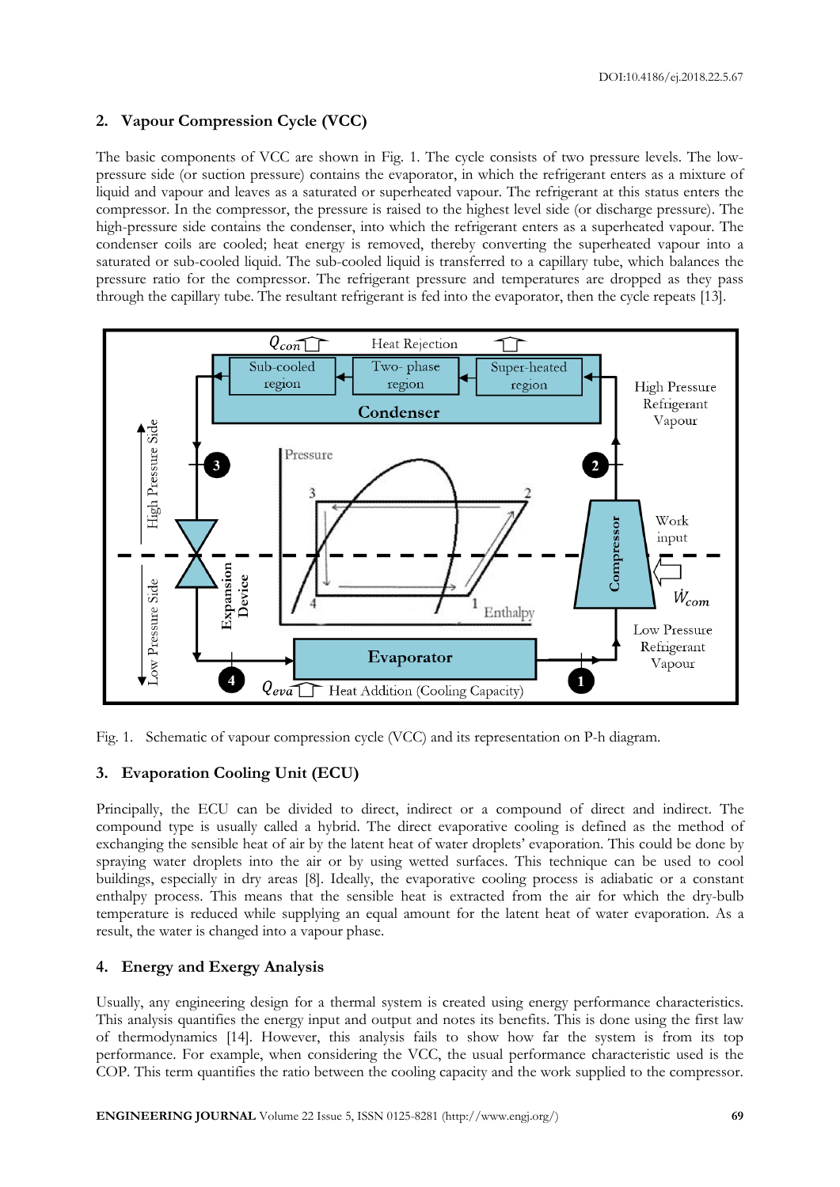## 2. Vapour Compression Cycle (VCC)

The basic components of VCC are shown in Fig. 1. The cycle consists of two pressure levels. The low-pressure side (or suction pressure) contains the evaporator, in which the refrigerant enters as a mixture of liquid and vapour and leaves as a saturated or superheated vapour. The refrigerant at this status enters the compressor. In the compressor, the pressure is raised to the highest level side (or discharge pressure). The high-pressure side contains the condenser, into which the refrigerant enters as a superheated vapour. The condenser coils are cooled; heat energy is removed, thereby converting the superheated vapour into a saturated or sub-cooled liquid. The sub-cooled liquid is transferred to a capillary tube, which balances the pressure ratio for the compressor. The refrigerant pressure and temperatures are dropped as they pass through the capillary tube. The resultant refrigerant is fed into the evaporator, then the cycle repeats [13].

Fig. 1. Schematic of vapour compression cycle (VCC) and its representation on P-h diagram.

## 3. Evaporation Cooling Unit (ECU)

Principally, the ECU can be divided to direct, indirect or a compound of direct and indirect. The compound type is usually called a hybrid. The direct evaporative cooling is defined as the method of exchanging the sensible heat of air by the latent heat of water droplets' evaporation. This could be done by spraying water droplets into the air or by using wetted surfaces. This technique can be used to cool buildings, especially in dry areas [8]. Ideally, the evaporative cooling process is adiabatic or a constant enthalpy process. This means that the sensible heat is extracted from the air for which the dry-bulb temperature is reduced while supplying an equal amount for the latent heat of water evaporation. As a result, the water is changed into a vapour phase.

## 4. Energy and Exergy Analysis

Usually, any engineering design for a thermal system is created using energy performance characteristics. This analysis quantifies the energy input and output and notes its benefits. This is done using the first law of thermodynamics [14]. However, this analysis fails to show how far the system is from its top performance. For example, when considering the VCC, the usual performance characteristic used is the COP. This term quantifies the ratio between the cooling capacity and the work supplied to the compressor.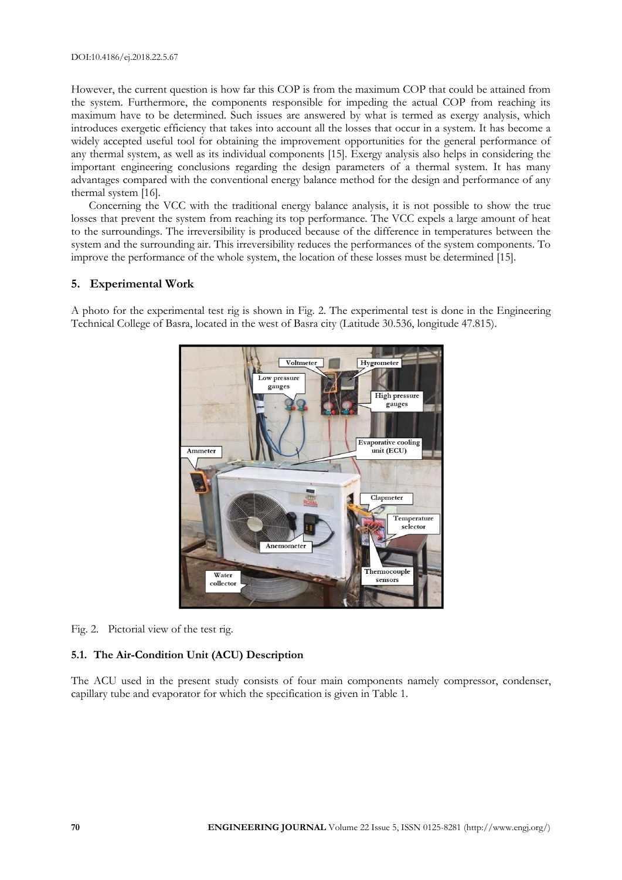However, the current question is how far this COP is from the maximum COP that could be attained from the system. Furthermore, the components responsible for impeding the actual COP from reaching its maximum have to be determined. Such issues are answered by what is termed as exergy analysis, which introduces exergetic efficiency that takes into account all the losses that occur in a system. It has become a widely accepted useful tool for obtaining the improvement opportunities for the general performance of any thermal system, as well as its individual components [15]. Exergy analysis also helps in considering the important engineering conclusions regarding the design parameters of a thermal system. It has many advantages compared with the conventional energy balance method for the design and performance of any thermal system [16].

Concerning the VCC with the traditional energy balance analysis, it is not possible to show the true losses that prevent the system from reaching its top performance. The VCC expels a large amount of heat to the surroundings. The irreversibility is produced because of the difference in temperatures between the system and the surrounding air. This irreversibility reduces the performances of the system components. To improve the performance of the whole system, the location of these losses must be determined [15].

## 5. Experimental Work

A photo for the experimental test rig is shown in Fig. 2. The experimental test is done in the Engineering Technical College of Basra, located in the west of Basra city (Latitude 30.536, longitude 47.815).

Fig. 2. Pictorial view of the test rig.

### 5.1. The Air-Condition Unit (ACU) Description

The ACU used in the present study consists of four main components namely compressor, condenser, capillary tube and evaporator for which the specification is given in Table 1.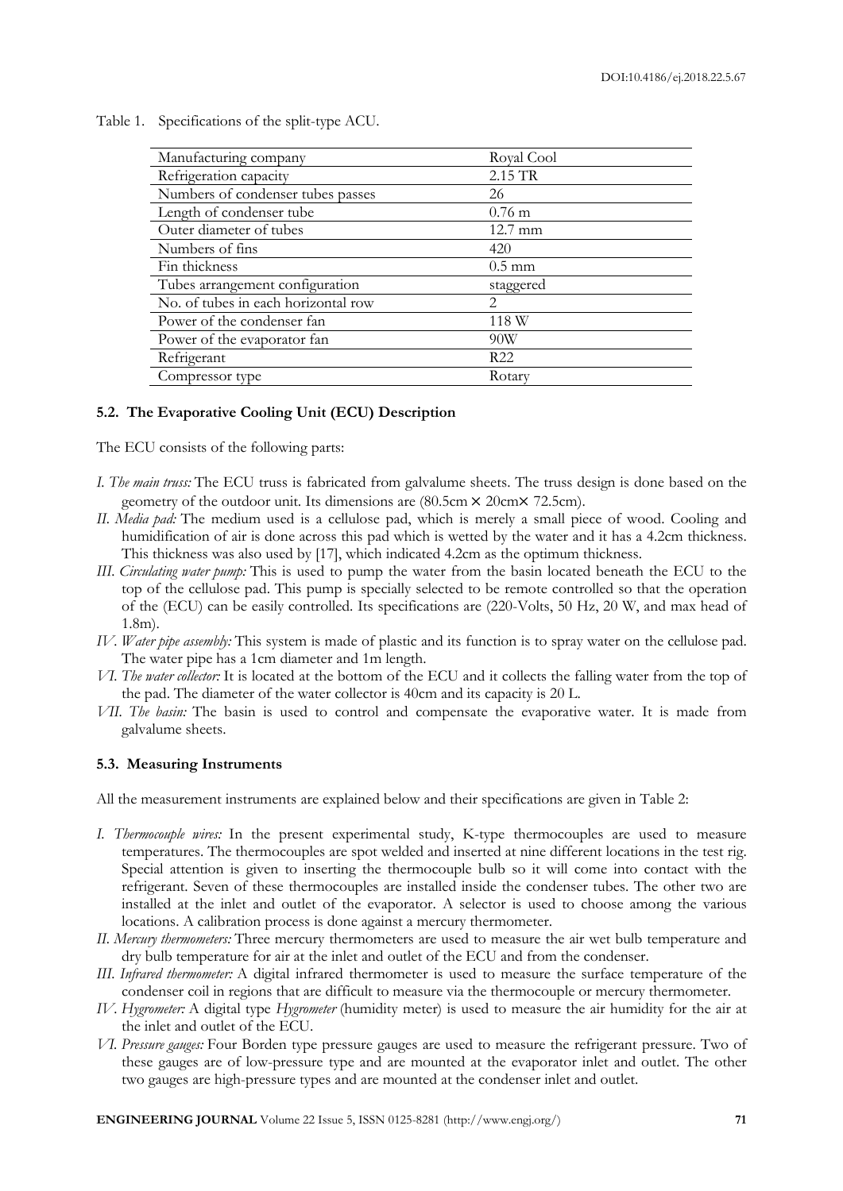Table 1. Specifications of the split-type ACU.

| | |
|---|---|
| Manufacturing company | Royal Cool |
| Refrigeration capacity | 2.15 TR |
| Numbers of condenser tubes passes | 26 |
| Length of condenser tube | 0.76 m |
| Outer diameter of tubes | 12.7 mm |
| Numbers of fins | 420 |
| Fin thickness | 0.5 mm |
| Tubes arrangement configuration | staggered |
| No. of tubes in each horizontal row | 2 |
| Power of the condenser fan | 118 W |
| Power of the evaporator fan | 90W |
| Refrigerant | R22 |
| Compressor type | Rotary |

### 5.2. The Evaporative Cooling Unit (ECU) Description

The ECU consists of the following parts:

*I. The main truss:* The ECU truss is fabricated from galvalume sheets. The truss design is done based on the geometry of the outdoor unit. Its dimensions are (80.5cm × 20cm× 72.5cm).

*II. Media pad:* The medium used is a cellulose pad, which is merely a small piece of wood. Cooling and humidification of air is done across this pad which is wetted by the water and it has a 4.2cm thickness. This thickness was also used by [17], which indicated 4.2cm as the optimum thickness.

*III. Circulating water pump:* This is used to pump the water from the basin located beneath the ECU to the top of the cellulose pad. This pump is specially selected to be remote controlled so that the operation of the (ECU) can be easily controlled. Its specifications are (220-Volts, 50 Hz, 20 W, and max head of 1.8m).

*IV. Water pipe assembly:* This system is made of plastic and its function is to spray water on the cellulose pad. The water pipe has a 1cm diameter and 1m length.

*VI. The water collector:* It is located at the bottom of the ECU and it collects the falling water from the top of the pad. The diameter of the water collector is 40cm and its capacity is 20 L.

*VII. The basin:* The basin is used to control and compensate the evaporative water. It is made from galvalume sheets.

### 5.3. Measuring Instruments

All the measurement instruments are explained below and their specifications are given in Table 2:

*I. Thermocouple wires:* In the present experimental study, K-type thermocouples are used to measure temperatures. The thermocouples are spot welded and inserted at nine different locations in the test rig. Special attention is given to inserting the thermocouple bulb so it will come into contact with the refrigerant. Seven of these thermocouples are installed inside the condenser tubes. The other two are installed at the inlet and outlet of the evaporator. A selector is used to choose among the various locations. A calibration process is done against a mercury thermometer.

*II. Mercury thermometers:* Three mercury thermometers are used to measure the air wet bulb temperature and dry bulb temperature for air at the inlet and outlet of the ECU and from the condenser.

*III. Infrared thermometer:* A digital infrared thermometer is used to measure the surface temperature of the condenser coil in regions that are difficult to measure via the thermocouple or mercury thermometer.

*IV. Hygrometer:* A digital type *Hygrometer* (humidity meter) is used to measure the air humidity for the air at the inlet and outlet of the ECU.

*VI. Pressure gauges:* Four Borden type pressure gauges are used to measure the refrigerant pressure. Two of these gauges are of low-pressure type and are mounted at the evaporator inlet and outlet. The other two gauges are high-pressure types and are mounted at the condenser inlet and outlet.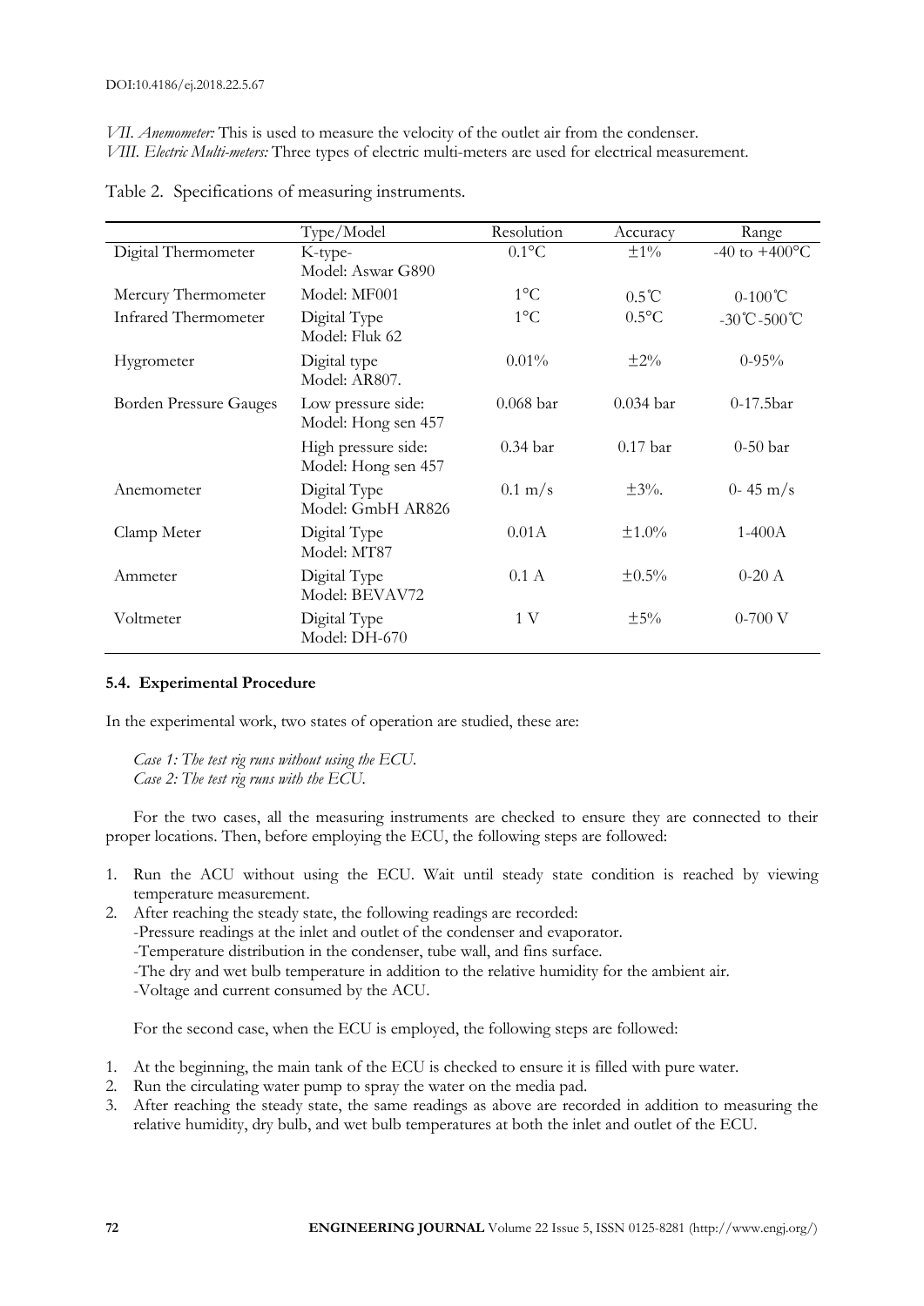*VII. Anemometer:* This is used to measure the velocity of the outlet air from the condenser.
*VIII. Electric Multi-meters:* Three types of electric multi-meters are used for electrical measurement.

Table 2. Specifications of measuring instruments.

| | Type/Model | Resolution | Accuracy | Range |
|---|---|---|---|---|
| Digital Thermometer | K-type- Model: Aswar G890 | 0.1°C | ±1% | -40 to +400°C |
| Mercury Thermometer | Model: MF001 | 1°C | 0.5℃ | 0-100℃ |
| Infrared Thermometer | Digital Type Model: Fluk 62 | 1°C | 0.5°C | -30℃-500℃ |
| Hygrometer | Digital type Model: AR807. | 0.01% | ±2% | 0-95% |
| Borden Pressure Gauges | Low pressure side: Model: Hong sen 457 | 0.068 bar | 0.034 bar | 0-17.5bar |
| | High pressure side: Model: Hong sen 457 | 0.34 bar | 0.17 bar | 0-50 bar |
| Anemometer | Digital Type Model: GmbH AR826 | 0.1 m/s | ±3%. | 0- 45 m/s |
| Clamp Meter | Digital Type Model: MT87 | 0.01A | ±1.0% | 1-400A |
| Ammeter | Digital Type Model: BEVAV72 | 0.1 A | ±0.5% | 0-20 A |
| Voltmeter | Digital Type Model: DH-670 | 1 V | ±5% | 0-700 V |

### 5.4. Experimental Procedure

In the experimental work, two states of operation are studied, these are:

*Case 1: The test rig runs without using the ECU.*
*Case 2: The test rig runs with the ECU.*

For the two cases, all the measuring instruments are checked to ensure they are connected to their proper locations. Then, before employing the ECU, the following steps are followed:

1. Run the ACU without using the ECU. Wait until steady state condition is reached by viewing temperature measurement.
2. After reaching the steady state, the following readings are recorded:
   -Pressure readings at the inlet and outlet of the condenser and evaporator.
   -Temperature distribution in the condenser, tube wall, and fins surface.
   -The dry and wet bulb temperature in addition to the relative humidity for the ambient air.
   -Voltage and current consumed by the ACU.

For the second case, when the ECU is employed, the following steps are followed:

1. At the beginning, the main tank of the ECU is checked to ensure it is filled with pure water.
2. Run the circulating water pump to spray the water on the media pad.
3. After reaching the steady state, the same readings as above are recorded in addition to measuring the relative humidity, dry bulb, and wet bulb temperatures at both the inlet and outlet of the ECU.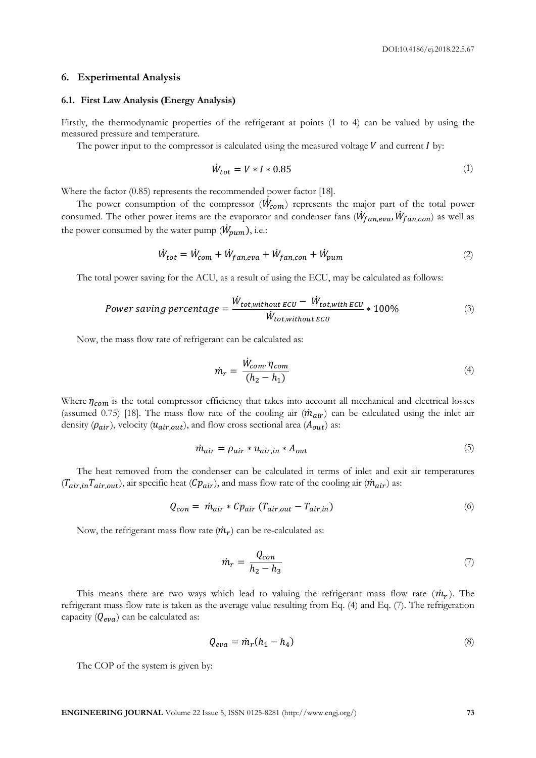## 6. Experimental Analysis

### 6.1. First Law Analysis (Energy Analysis)

Firstly, the thermodynamic properties of the refrigerant at points (1 to 4) can be valued by using the measured pressure and temperature.

The power input to the compressor is calculated using the measured voltage $V$ and current $I$ by:

$$\dot{W}_{tot} = V * I * 0.85 \tag{1}$$

Where the factor (0.85) represents the recommended power factor [18].

The power consumption of the compressor ($\dot{W}_{com}$) represents the major part of the total power consumed. The other power items are the evaporator and condenser fans ($\dot{W}_{fan,eva}, \dot{W}_{fan,con}$) as well as the power consumed by the water pump ($\dot{W}_{pum}$), i.e.:

$$\dot{W}_{tot} = \dot{W}_{com} + \dot{W}_{fan,eva} + \dot{W}_{fan,con} + \dot{W}_{pum} \tag{2}$$

The total power saving for the ACU, as a result of using the ECU, may be calculated as follows:

$$Power\ saving\ percentage = \frac{\dot{W}_{tot,without\ ECU} - \dot{W}_{tot,with\ ECU}}{\dot{W}_{tot,without\ ECU}} * 100\% \tag{3}$$

Now, the mass flow rate of refrigerant can be calculated as:

$$\dot{m}_r = \frac{\dot{W}_{com} . \eta_{com}}{(h_2 - h_1)} \tag{4}$$

Where $\eta_{com}$ is the total compressor efficiency that takes into account all mechanical and electrical losses (assumed 0.75) [18]. The mass flow rate of the cooling air ($\dot{m}_{air}$) can be calculated using the inlet air density ($\rho_{air}$), velocity ($u_{air,out}$), and flow cross sectional area ($A_{out}$) as:

$$\dot{m}_{air} = \rho_{air} * u_{air,in} * A_{out} \tag{5}$$

The heat removed from the condenser can be calculated in terms of inlet and exit air temperatures ($T_{air,in} T_{air,out}$), air specific heat ($Cp_{air}$), and mass flow rate of the cooling air ($\dot{m}_{air}$) as:

$$Q_{con} = \dot{m}_{air} * Cp_{air} \ (T_{air,out} - T_{air,in}) \tag{6}$$

Now, the refrigerant mass flow rate ($\dot{m}_r$) can be re-calculated as:

$$\dot{m}_r = \frac{Q_{con}}{h_2 - h_3} \tag{7}$$

This means there are two ways which lead to valuing the refrigerant mass flow rate ($\dot{m}_r$). The refrigerant mass flow rate is taken as the average value resulting from Eq. (4) and Eq. (7). The refrigeration capacity ($Q_{eva}$) can be calculated as:

$$Q_{eva} = \dot{m}_r (h_1 - h_4) \tag{8}$$

The COP of the system is given by: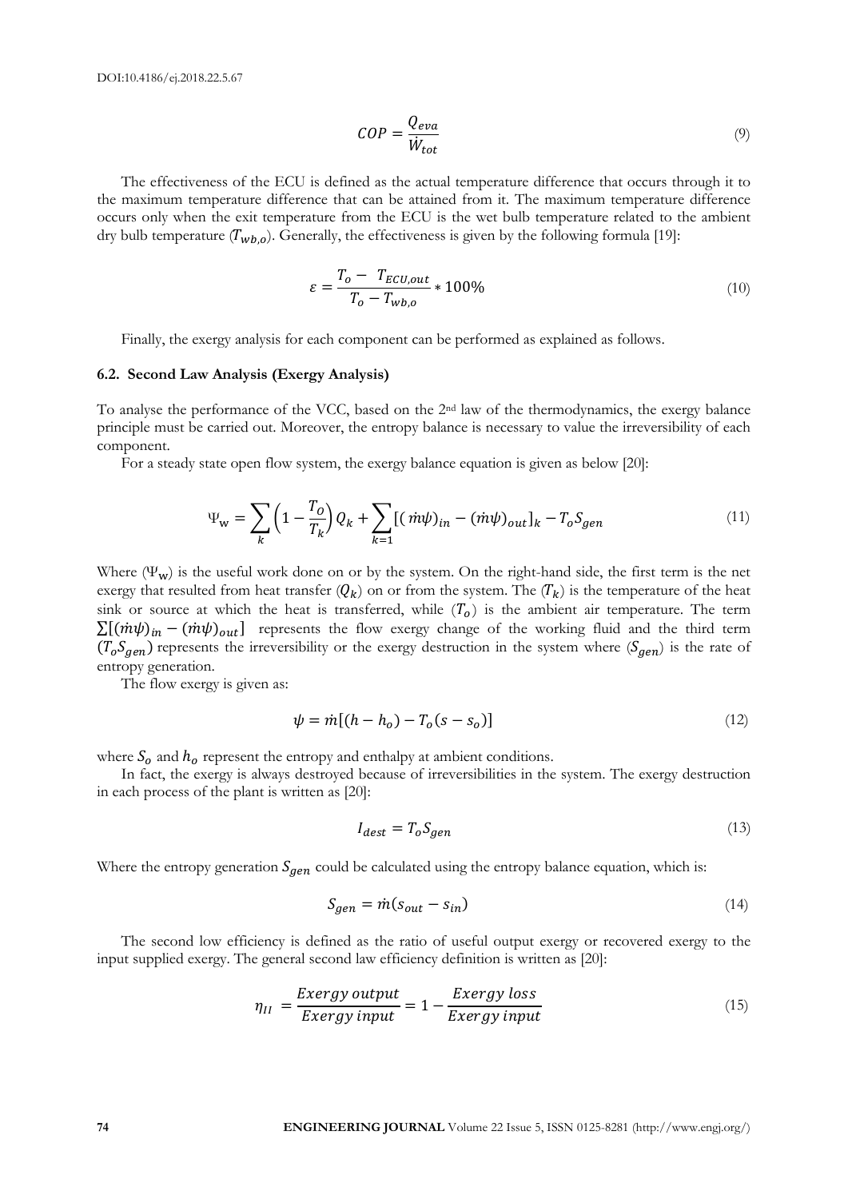$$COP = \frac{Q_{eva}}{\dot{W}_{tot}} \tag{9}$$

The effectiveness of the ECU is defined as the actual temperature difference that occurs through it to the maximum temperature difference that can be attained from it. The maximum temperature difference occurs only when the exit temperature from the ECU is the wet bulb temperature related to the ambient dry bulb temperature ($T_{wb,o}$). Generally, the effectiveness is given by the following formula [19]:

$$\varepsilon = \frac{T_o - T_{ECU,out}}{T_o - T_{wb,o}} * 100\% \tag{10}$$

Finally, the exergy analysis for each component can be performed as explained as follows.

### 6.2. Second Law Analysis (Exergy Analysis)

To analyse the performance of the VCC, based on the 2nd law of the thermodynamics, the exergy balance principle must be carried out. Moreover, the entropy balance is necessary to value the irreversibility of each component.

For a steady state open flow system, the exergy balance equation is given as below [20]:

$$\Psi_w = \sum_k \left(1 - \frac{T_o}{T_k}\right) Q_k + \sum_{k=1} [(\dot{m}\psi)_{in} - (\dot{m}\psi)_{out}]_k - T_o S_{gen} \tag{11}$$

Where ($\Psi_w$) is the useful work done on or by the system. On the right-hand side, the first term is the net exergy that resulted from heat transfer ($Q_k$) on or from the system. The ($T_k$) is the temperature of the heat sink or source at which the heat is transferred, while ($T_o$) is the ambient air temperature. The term $\sum[(\dot{m}\psi)_{in} - (\dot{m}\psi)_{out}]$ represents the flow exergy change of the working fluid and the third term ($T_o S_{gen}$) represents the irreversibility or the exergy destruction in the system where ($S_{gen}$) is the rate of entropy generation.

The flow exergy is given as:

$$\psi = \dot{m}[(h - h_o) - T_o(s - s_o)] \tag{12}$$

where $S_o$ and $h_o$ represent the entropy and enthalpy at ambient conditions.

In fact, the exergy is always destroyed because of irreversibilities in the system. The exergy destruction in each process of the plant is written as [20]:

$$I_{dest} = T_o S_{gen} \tag{13}$$

Where the entropy generation $S_{gen}$ could be calculated using the entropy balance equation, which is:

$$S_{gen} = \dot{m}(s_{out} - s_{in}) \tag{14}$$

The second low efficiency is defined as the ratio of useful output exergy or recovered exergy to the input supplied exergy. The general second law efficiency definition is written as [20]:

$$\eta_{II} = \frac{Exergy\ output}{Exergy\ input} = 1 - \frac{Exergy\ loss}{Exergy\ input} \tag{15}$$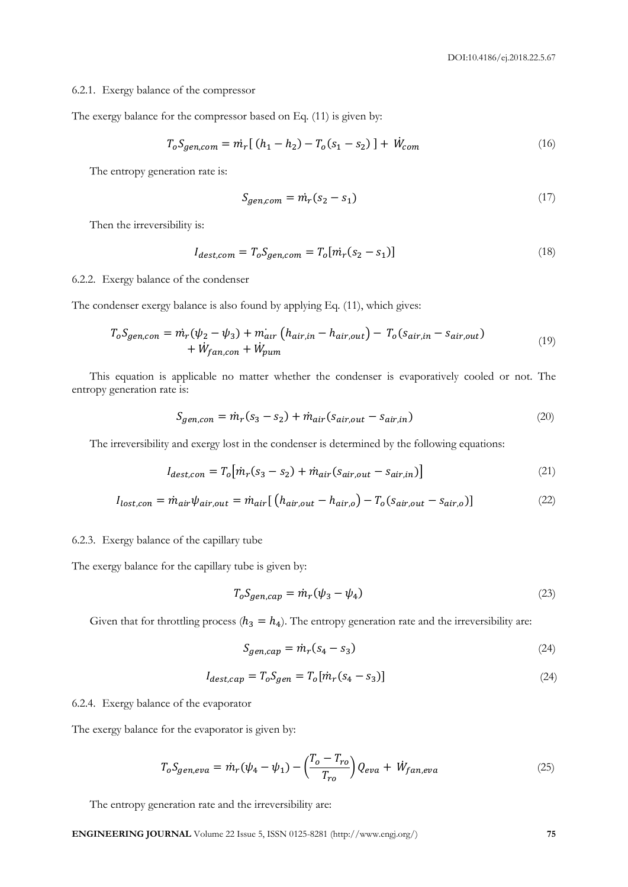#### 6.2.1. Exergy balance of the compressor

The exergy balance for the compressor based on Eq. (11) is given by:

$$T_o S_{gen,com} = \dot{m_r}[\,(h_1 - h_2) - T_o(s_1 - s_2)\,] + \dot{W}_{com} \tag{16}$$

The entropy generation rate is:

$$S_{gen,com} = \dot{m_r}(s_2 - s_1) \tag{17}$$

Then the irreversibility is:

$$I_{dest,com} = T_o S_{gen,com} = T_o[\dot{m_r}(s_2 - s_1)] \tag{18}$$

#### 6.2.2. Exergy balance of the condenser

The condenser exergy balance is also found by applying Eq. (11), which gives:

$$T_o S_{gen,con} = \dot{m_r}(\psi_2 - \psi_3) + \dot{m_{air}}\left(h_{air,in} - h_{air,out}\right) - T_o(s_{air,in} - s_{air,out}) + \dot{W}_{fan,con} + \dot{W}_{pum} \tag{19}$$

This equation is applicable no matter whether the condenser is evaporatively cooled or not. The entropy generation rate is:

$$S_{gen,con} = \dot{m}_r(s_3 - s_2) + \dot{m}_{air}(s_{air,out} - s_{air,in}) \tag{20}$$

The irreversibility and exergy lost in the condenser is determined by the following equations:

$$I_{dest,con} = T_o\left[\dot{m}_r(s_3 - s_2) + \dot{m}_{air}(s_{air,out} - s_{air,in})\right] \tag{21}$$

$$I_{lost,con} = \dot{m}_{air}\psi_{air,out} = \dot{m}_{air}[\,\left(h_{air,out} - h_{air,o}\right) - T_o(s_{air,out} - s_{air,o})] \tag{22}$$

#### 6.2.3. Exergy balance of the capillary tube

The exergy balance for the capillary tube is given by:

$$T_o S_{gen,cap} = \dot{m_r}(\psi_3 - \psi_4) \tag{23}$$

Given that for throttling process ($h_3 = h_4$). The entropy generation rate and the irreversibility are:

$$S_{gen,cap} = \dot{m_r}(s_4 - s_3) \tag{24}$$

$$I_{dest,cap} = T_o S_{gen} = T_o[\dot{m_r}(s_4 - s_3)] \tag{24}$$

#### 6.2.4. Exergy balance of the evaporator

The exergy balance for the evaporator is given by:

$$T_o S_{gen,eva} = \dot{m_r}(\psi_4 - \psi_1) - \left(\frac{T_o - T_{ro}}{T_{ro}}\right) Q_{eva} + \dot{W}_{fan,eva} \tag{25}$$

The entropy generation rate and the irreversibility are: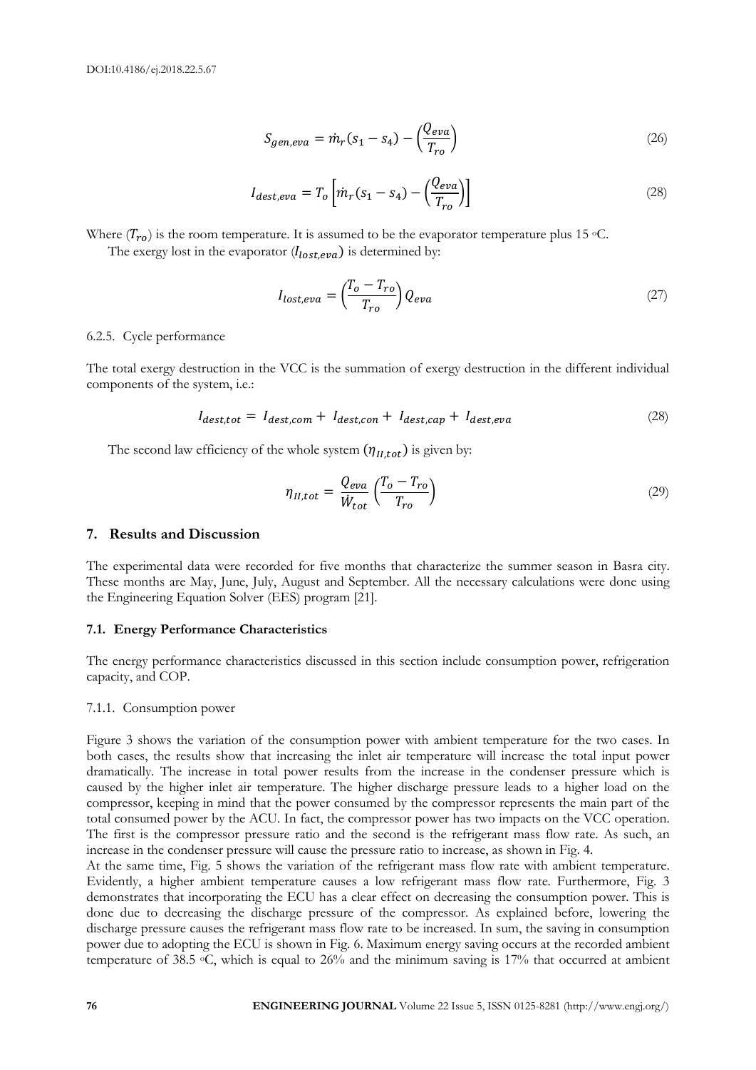$$S_{gen,eva} = \dot{m}_r(s_1 - s_4) - \left(\frac{Q_{eva}}{T_{ro}}\right) \tag{26}$$

$$I_{dest,eva} = T_o\left[\dot{m}_r(s_1 - s_4) - \left(\frac{Q_{eva}}{T_{ro}}\right)\right] \tag{28}$$

Where ($T_{ro}$) is the room temperature. It is assumed to be the evaporator temperature plus 15 °C.

The exergy lost in the evaporator ($I_{lost,eva}$) is determined by:

$$I_{lost,eva} = \left(\frac{T_o - T_{ro}}{T_{ro}}\right) Q_{eva} \tag{27}$$

6.2.5. Cycle performance

The total exergy destruction in the VCC is the summation of exergy destruction in the different individual components of the system, i.e.:

$$I_{dest,tot} = I_{dest,com} + I_{dest,con} + I_{dest,cap} + I_{dest,eva} \tag{28}$$

The second law efficiency of the whole system ($\eta_{II,tot}$) is given by:

$$\eta_{II,tot} = \frac{Q_{eva}}{\dot{W}_{tot}}\left(\frac{T_o - T_{ro}}{T_{ro}}\right) \tag{29}$$

## 7. Results and Discussion

The experimental data were recorded for five months that characterize the summer season in Basra city. These months are May, June, July, August and September. All the necessary calculations were done using the Engineering Equation Solver (EES) program [21].

### 7.1. Energy Performance Characteristics

The energy performance characteristics discussed in this section include consumption power, refrigeration capacity, and COP.

7.1.1. Consumption power

Figure 3 shows the variation of the consumption power with ambient temperature for the two cases. In both cases, the results show that increasing the inlet air temperature will increase the total input power dramatically. The increase in total power results from the increase in the condenser pressure which is caused by the higher inlet air temperature. The higher discharge pressure leads to a higher load on the compressor, keeping in mind that the power consumed by the compressor represents the main part of the total consumed power by the ACU. In fact, the compressor power has two impacts on the VCC operation. The first is the compressor pressure ratio and the second is the refrigerant mass flow rate. As such, an increase in the condenser pressure will cause the pressure ratio to increase, as shown in Fig. 4.

At the same time, Fig. 5 shows the variation of the refrigerant mass flow rate with ambient temperature. Evidently, a higher ambient temperature causes a low refrigerant mass flow rate. Furthermore, Fig. 3 demonstrates that incorporating the ECU has a clear effect on decreasing the consumption power. This is done due to decreasing the discharge pressure of the compressor. As explained before, lowering the discharge pressure causes the refrigerant mass flow rate to be increased. In sum, the saving in consumption power due to adopting the ECU is shown in Fig. 6. Maximum energy saving occurs at the recorded ambient temperature of 38.5 °C, which is equal to 26% and the minimum saving is 17% that occurred at ambient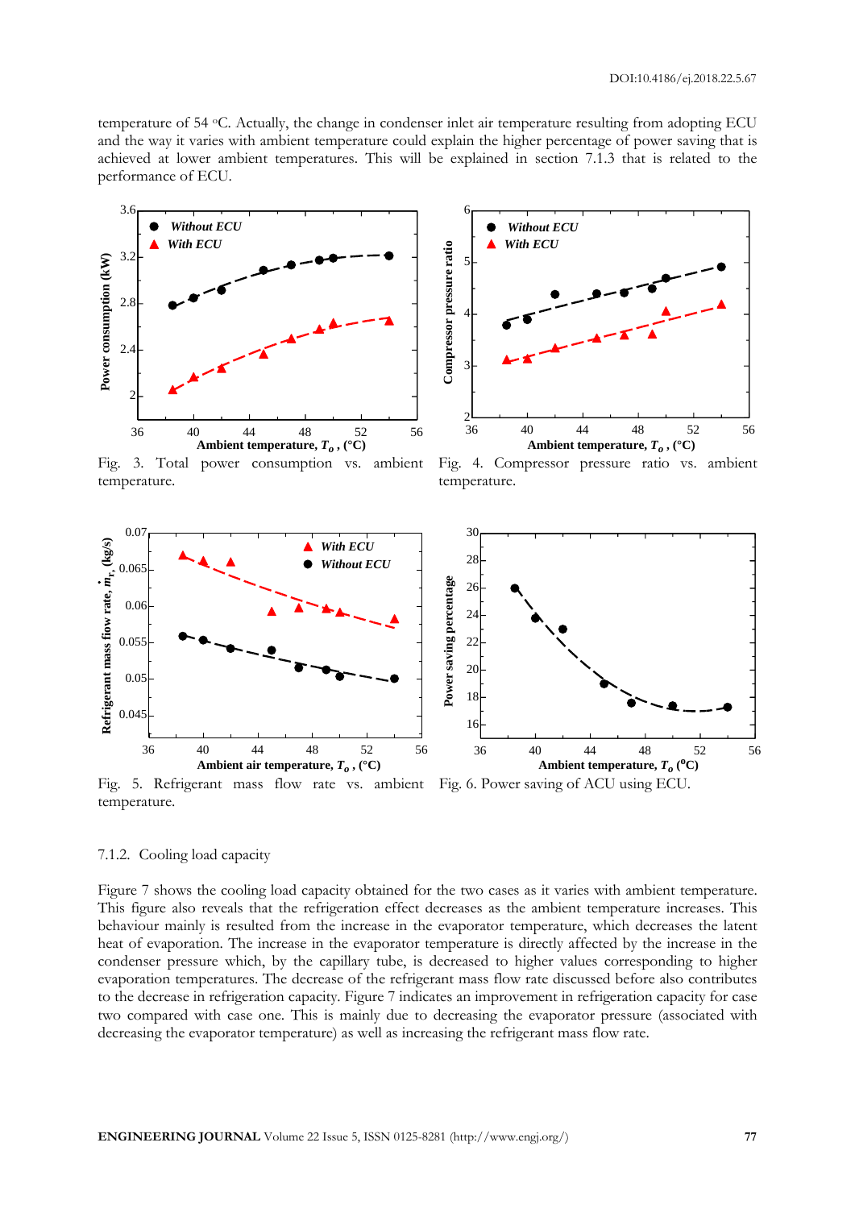temperature of 54 °C. Actually, the change in condenser inlet air temperature resulting from adopting ECU and the way it varies with ambient temperature could explain the higher percentage of power saving that is achieved at lower ambient temperatures. This will be explained in section 7.1.3 that is related to the performance of ECU.

Fig. 3. Total power consumption vs. ambient temperature.

Fig. 4. Compressor pressure ratio vs. ambient temperature.

Fig. 5. Refrigerant mass flow rate vs. ambient temperature.

Fig. 6. Power saving of ACU using ECU.

7.1.2. Cooling load capacity

Figure 7 shows the cooling load capacity obtained for the two cases as it varies with ambient temperature. This figure also reveals that the refrigeration effect decreases as the ambient temperature increases. This behaviour mainly is resulted from the increase in the evaporator temperature, which decreases the latent heat of evaporation. The increase in the evaporator temperature is directly affected by the increase in the condenser pressure which, by the capillary tube, is decreased to higher values corresponding to higher evaporation temperatures. The decrease of the refrigerant mass flow rate discussed before also contributes to the decrease in refrigeration capacity. Figure 7 indicates an improvement in refrigeration capacity for case two compared with case one. This is mainly due to decreasing the evaporator pressure (associated with decreasing the evaporator temperature) as well as increasing the refrigerant mass flow rate.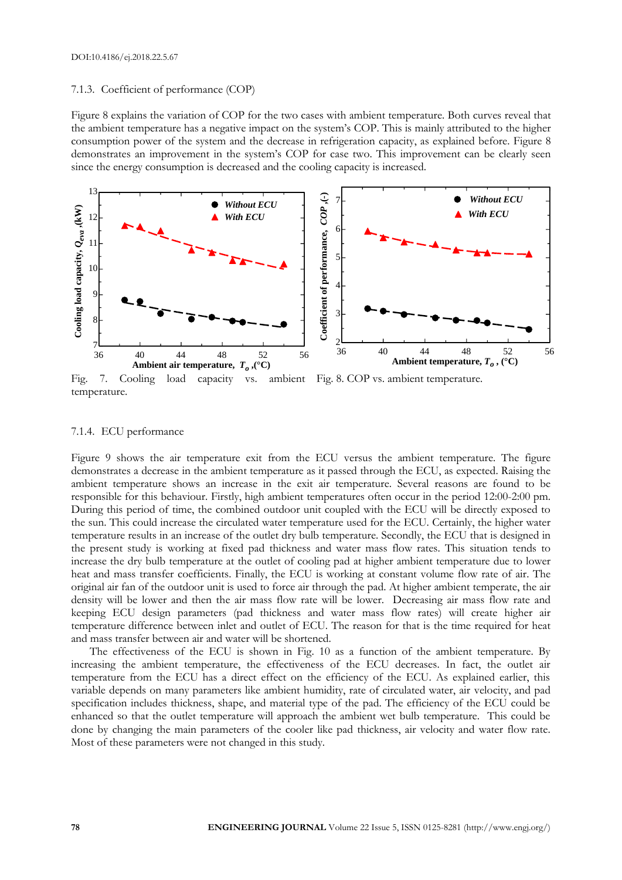### 7.1.3. Coefficient of performance (COP)

Figure 8 explains the variation of COP for the two cases with ambient temperature. Both curves reveal that the ambient temperature has a negative impact on the system's COP. This is mainly attributed to the higher consumption power of the system and the decrease in refrigeration capacity, as explained before. Figure 8 demonstrates an improvement in the system's COP for case two. This improvement can be clearly seen since the energy consumption is decreased and the cooling capacity is increased.

Fig. 7. Cooling load capacity vs. ambient temperature.

Fig. 8. COP vs. ambient temperature.

### 7.1.4. ECU performance

Figure 9 shows the air temperature exit from the ECU versus the ambient temperature. The figure demonstrates a decrease in the ambient temperature as it passed through the ECU, as expected. Raising the ambient temperature shows an increase in the exit air temperature. Several reasons are found to be responsible for this behaviour. Firstly, high ambient temperatures often occur in the period 12:00-2:00 pm. During this period of time, the combined outdoor unit coupled with the ECU will be directly exposed to the sun. This could increase the circulated water temperature used for the ECU. Certainly, the higher water temperature results in an increase of the outlet dry bulb temperature. Secondly, the ECU that is designed in the present study is working at fixed pad thickness and water mass flow rates. This situation tends to increase the dry bulb temperature at the outlet of cooling pad at higher ambient temperature due to lower heat and mass transfer coefficients. Finally, the ECU is working at constant volume flow rate of air. The original air fan of the outdoor unit is used to force air through the pad. At higher ambient temperate, the air density will be lower and then the air mass flow rate will be lower. Decreasing air mass flow rate and keeping ECU design parameters (pad thickness and water mass flow rates) will create higher air temperature difference between inlet and outlet of ECU. The reason for that is the time required for heat and mass transfer between air and water will be shortened.

The effectiveness of the ECU is shown in Fig. 10 as a function of the ambient temperature. By increasing the ambient temperature, the effectiveness of the ECU decreases. In fact, the outlet air temperature from the ECU has a direct effect on the efficiency of the ECU. As explained earlier, this variable depends on many parameters like ambient humidity, rate of circulated water, air velocity, and pad specification includes thickness, shape, and material type of the pad. The efficiency of the ECU could be enhanced so that the outlet temperature will approach the ambient wet bulb temperature. This could be done by changing the main parameters of the cooler like pad thickness, air velocity and water flow rate. Most of these parameters were not changed in this study.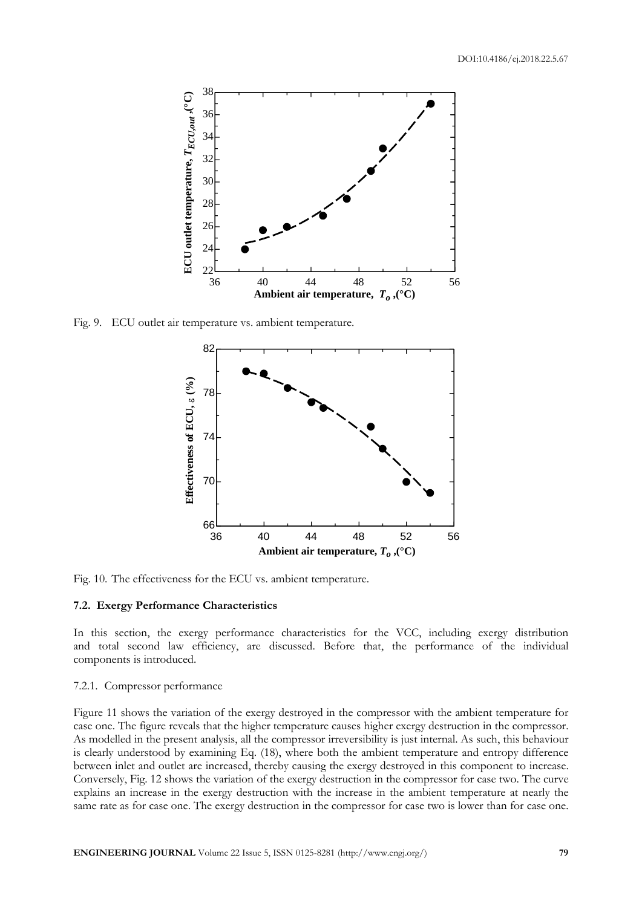Fig. 9. ECU outlet air temperature vs. ambient temperature.

Fig. 10. The effectiveness for the ECU vs. ambient temperature.

### 7.2. Exergy Performance Characteristics

In this section, the exergy performance characteristics for the VCC, including exergy distribution and total second law efficiency, are discussed. Before that, the performance of the individual components is introduced.

#### 7.2.1. Compressor performance

Figure 11 shows the variation of the exergy destroyed in the compressor with the ambient temperature for case one. The figure reveals that the higher temperature causes higher exergy destruction in the compressor. As modelled in the present analysis, all the compressor irreversibility is just internal. As such, this behaviour is clearly understood by examining Eq. (18), where both the ambient temperature and entropy difference between inlet and outlet are increased, thereby causing the exergy destroyed in this component to increase. Conversely, Fig. 12 shows the variation of the exergy destruction in the compressor for case two. The curve explains an increase in the exergy destruction with the increase in the ambient temperature at nearly the same rate as for case one. The exergy destruction in the compressor for case two is lower than for case one.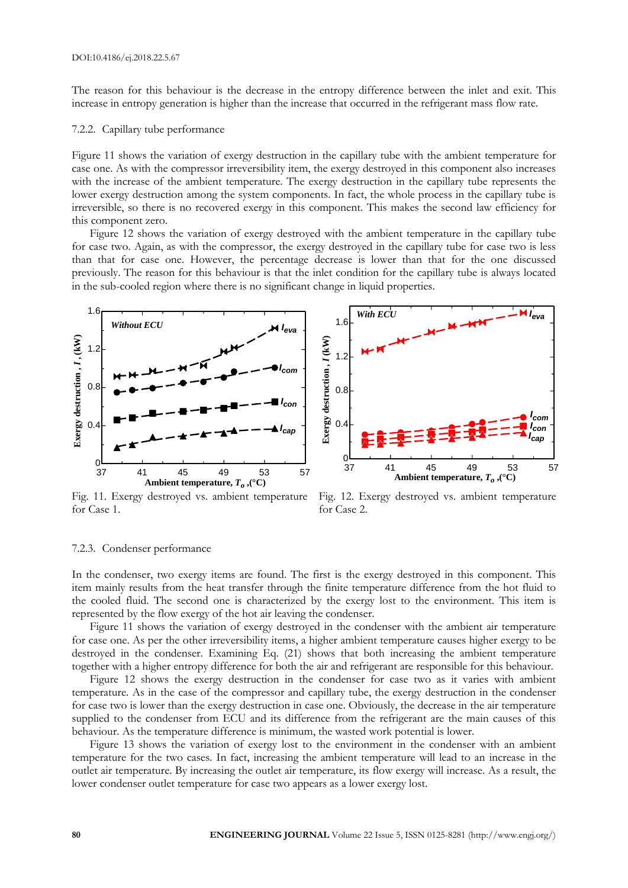The reason for this behaviour is the decrease in the entropy difference between the inlet and exit. This increase in entropy generation is higher than the increase that occurred in the refrigerant mass flow rate.

### 7.2.2. Capillary tube performance

Figure 11 shows the variation of exergy destruction in the capillary tube with the ambient temperature for case one. As with the compressor irreversibility item, the exergy destroyed in this component also increases with the increase of the ambient temperature. The exergy destruction in the capillary tube represents the lower exergy destruction among the system components. In fact, the whole process in the capillary tube is irreversible, so there is no recovered exergy in this component. This makes the second law efficiency for this component zero.

Figure 12 shows the variation of exergy destroyed with the ambient temperature in the capillary tube for case two. Again, as with the compressor, the exergy destroyed in the capillary tube for case two is less than that for case one. However, the percentage decrease is lower than that for the one discussed previously. The reason for this behaviour is that the inlet condition for the capillary tube is always located in the sub-cooled region where there is no significant change in liquid properties.

Fig. 11. Exergy destroyed vs. ambient temperature for Case 1.

Fig. 12. Exergy destroyed vs. ambient temperature for Case 2.

### 7.2.3. Condenser performance

In the condenser, two exergy items are found. The first is the exergy destroyed in this component. This item mainly results from the heat transfer through the finite temperature difference from the hot fluid to the cooled fluid. The second one is characterized by the exergy lost to the environment. This item is represented by the flow exergy of the hot air leaving the condenser.

Figure 11 shows the variation of exergy destroyed in the condenser with the ambient air temperature for case one. As per the other irreversibility items, a higher ambient temperature causes higher exergy to be destroyed in the condenser. Examining Eq. (21) shows that both increasing the ambient temperature together with a higher entropy difference for both the air and refrigerant are responsible for this behaviour.

Figure 12 shows the exergy destruction in the condenser for case two as it varies with ambient temperature. As in the case of the compressor and capillary tube, the exergy destruction in the condenser for case two is lower than the exergy destruction in case one. Obviously, the decrease in the air temperature supplied to the condenser from ECU and its difference from the refrigerant are the main causes of this behaviour. As the temperature difference is minimum, the wasted work potential is lower.

Figure 13 shows the variation of exergy lost to the environment in the condenser with an ambient temperature for the two cases. In fact, increasing the ambient temperature will lead to an increase in the outlet air temperature. By increasing the outlet air temperature, its flow exergy will increase. As a result, the lower condenser outlet temperature for case two appears as a lower exergy lost.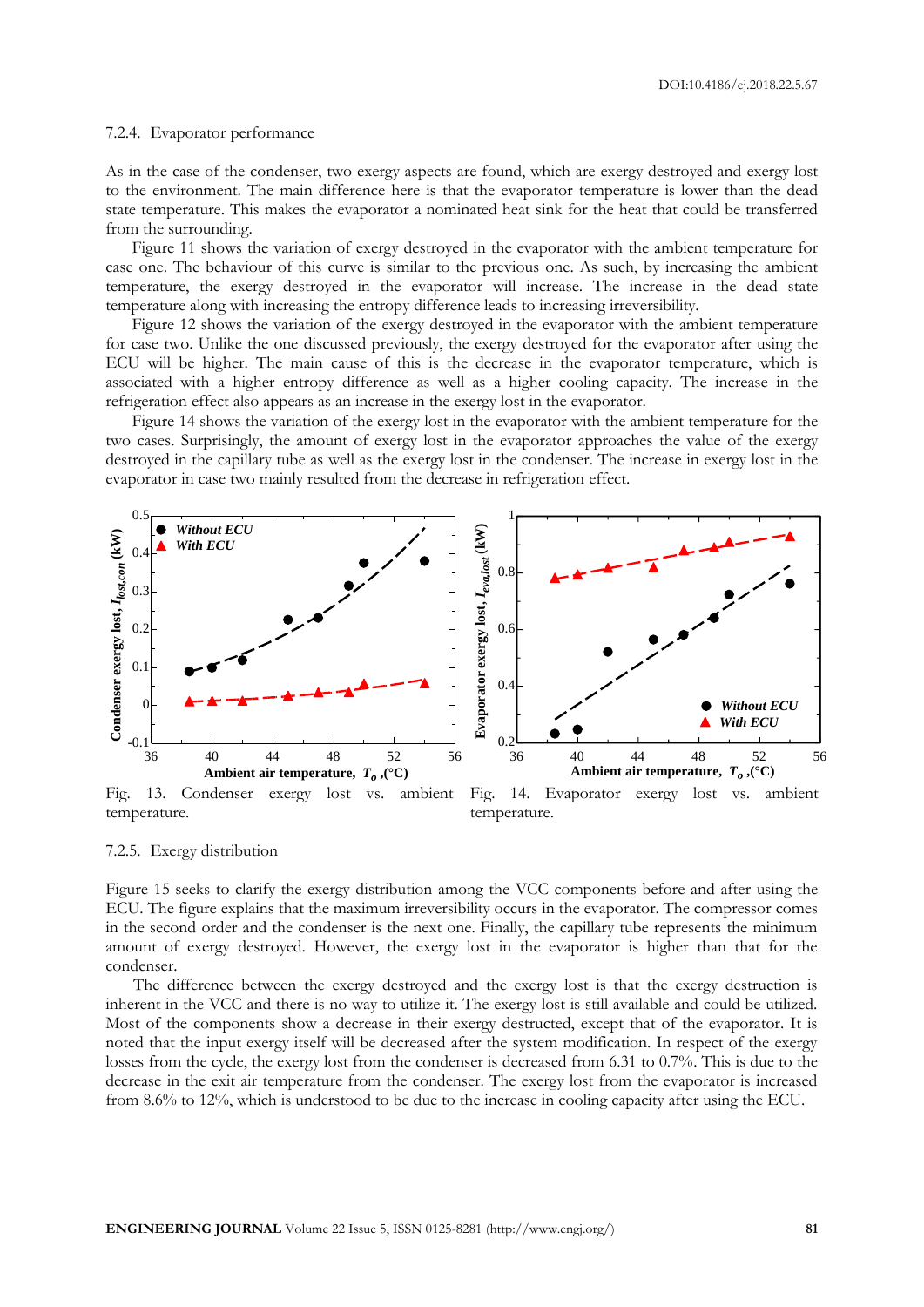#### 7.2.4. Evaporator performance

As in the case of the condenser, two exergy aspects are found, which are exergy destroyed and exergy lost to the environment. The main difference here is that the evaporator temperature is lower than the dead state temperature. This makes the evaporator a nominated heat sink for the heat that could be transferred from the surrounding.

Figure 11 shows the variation of exergy destroyed in the evaporator with the ambient temperature for case one. The behaviour of this curve is similar to the previous one. As such, by increasing the ambient temperature, the exergy destroyed in the evaporator will increase. The increase in the dead state temperature along with increasing the entropy difference leads to increasing irreversibility.

Figure 12 shows the variation of the exergy destroyed in the evaporator with the ambient temperature for case two. Unlike the one discussed previously, the exergy destroyed for the evaporator after using the ECU will be higher. The main cause of this is the decrease in the evaporator temperature, which is associated with a higher entropy difference as well as a higher cooling capacity. The increase in the refrigeration effect also appears as an increase in the exergy lost in the evaporator.

Figure 14 shows the variation of the exergy lost in the evaporator with the ambient temperature for the two cases. Surprisingly, the amount of exergy lost in the evaporator approaches the value of the exergy destroyed in the capillary tube as well as the exergy lost in the condenser. The increase in exergy lost in the evaporator in case two mainly resulted from the decrease in refrigeration effect.

Fig. 13. Condenser exergy lost vs. ambient temperature.

Fig. 14. Evaporator exergy lost vs. ambient temperature.

#### 7.2.5. Exergy distribution

Figure 15 seeks to clarify the exergy distribution among the VCC components before and after using the ECU. The figure explains that the maximum irreversibility occurs in the evaporator. The compressor comes in the second order and the condenser is the next one. Finally, the capillary tube represents the minimum amount of exergy destroyed. However, the exergy lost in the evaporator is higher than that for the condenser.

The difference between the exergy destroyed and the exergy lost is that the exergy destruction is inherent in the VCC and there is no way to utilize it. The exergy lost is still available and could be utilized. Most of the components show a decrease in their exergy destructed, except that of the evaporator. It is noted that the input exergy itself will be decreased after the system modification. In respect of the exergy losses from the cycle, the exergy lost from the condenser is decreased from 6.31 to 0.7%. This is due to the decrease in the exit air temperature from the condenser. The exergy lost from the evaporator is increased from 8.6% to 12%, which is understood to be due to the increase in cooling capacity after using the ECU.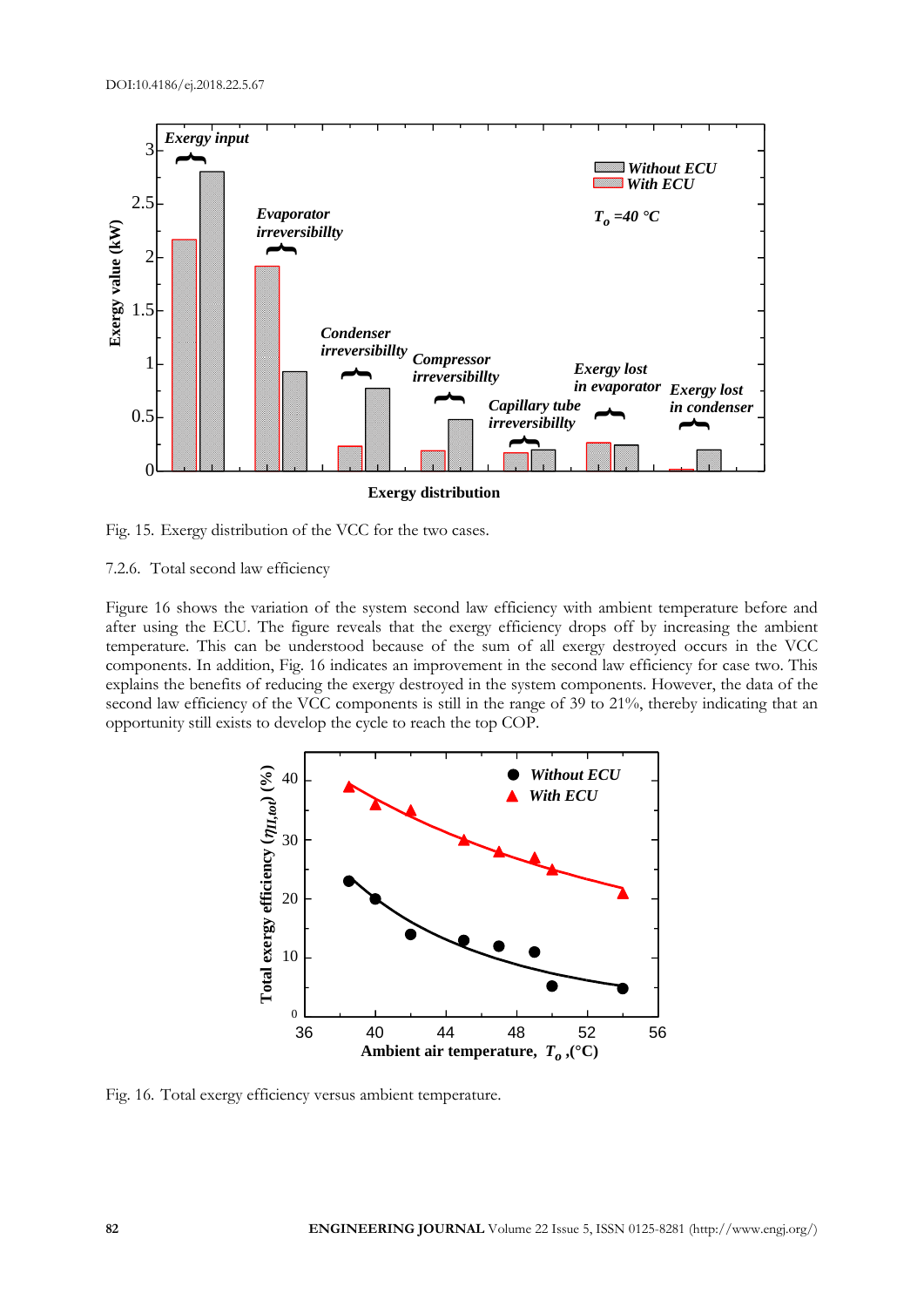Fig. 15. Exergy distribution of the VCC for the two cases.

### 7.2.6. Total second law efficiency

Figure 16 shows the variation of the system second law efficiency with ambient temperature before and after using the ECU. The figure reveals that the exergy efficiency drops off by increasing the ambient temperature. This can be understood because of the sum of all exergy destroyed occurs in the VCC components. In addition, Fig. 16 indicates an improvement in the second law efficiency for case two. This explains the benefits of reducing the exergy destroyed in the system components. However, the data of the second law efficiency of the VCC components is still in the range of 39 to 21%, thereby indicating that an opportunity still exists to develop the cycle to reach the top COP.

Fig. 16. Total exergy efficiency versus ambient temperature.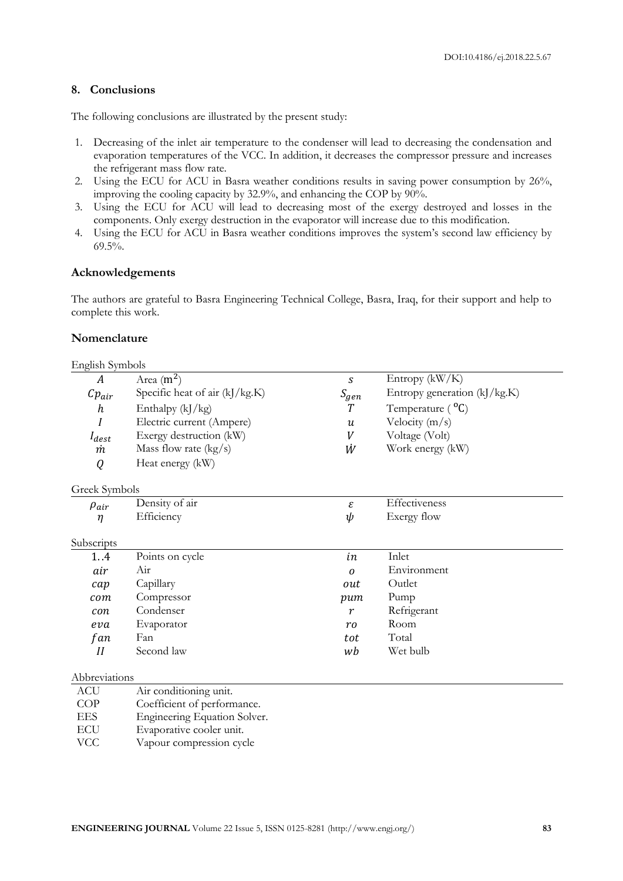## 8. Conclusions

The following conclusions are illustrated by the present study:

1. Decreasing of the inlet air temperature to the condenser will lead to decreasing the condensation and evaporation temperatures of the VCC. In addition, it decreases the compressor pressure and increases the refrigerant mass flow rate.
2. Using the ECU for ACU in Basra weather conditions results in saving power consumption by 26%, improving the cooling capacity by 32.9%, and enhancing the COP by 90%.
3. Using the ECU for ACU will lead to decreasing most of the exergy destroyed and losses in the components. Only exergy destruction in the evaporator will increase due to this modification.
4. Using the ECU for ACU in Basra weather conditions improves the system's second law efficiency by 69.5%.

## Acknowledgements

The authors are grateful to Basra Engineering Technical College, Basra, Iraq, for their support and help to complete this work.

## Nomenclature

English Symbols

| | | | |
|---|---|---|---|
| $A$ | Area ($m^2$) | $s$ | Entropy (kW/K) |
| $Cp_{air}$ | Specific heat of air (kJ/kg.K) | $S_{gen}$ | Entropy generation (kJ/kg.K) |
| $h$ | Enthalpy (kJ/kg) | $T$ | Temperature ( $^oC$) |
| $I$ | Electric current (Ampere) | $u$ | Velocity (m/s) |
| $I_{dest}$ | Exergy destruction (kW) | $V$ | Voltage (Volt) |
| $\dot{m}$ | Mass flow rate (kg/s) | $\dot{W}$ | Work energy (kW) |
| $Q$ | Heat energy (kW) | | |

Greek Symbols

| | | | |
|---|---|---|---|
| $\rho_{air}$ | Density of air | $\varepsilon$ | Effectiveness |
| $\eta$ | Efficiency | $\psi$ | Exergy flow |

Subscripts

| | | | |
|---|---|---|---|
| $1..4$ | Points on cycle | $in$ | Inlet |
| $air$ | Air | $o$ | Environment |
| $cap$ | Capillary | $out$ | Outlet |
| $com$ | Compressor | $pum$ | Pump |
| $con$ | Condenser | $r$ | Refrigerant |
| $eva$ | Evaporator | $ro$ | Room |
| $fan$ | Fan | $tot$ | Total |
| $II$ | Second law | $wb$ | Wet bulb |

Abbreviations

| | |
|---|---|
| ACU | Air conditioning unit. |
| COP | Coefficient of performance. |
| EES | Engineering Equation Solver. |
| ECU | Evaporative cooler unit. |
| VCC | Vapour compression cycle |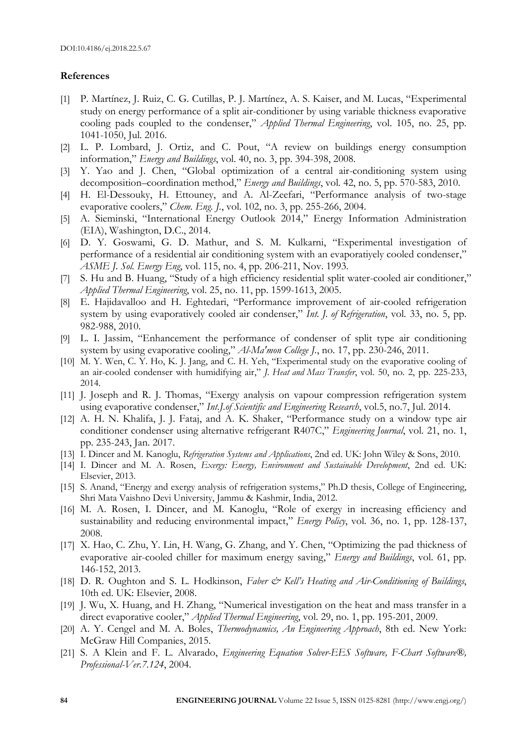## References

[1] P. Martínez, J. Ruiz, C. G. Cutillas, P. J. Martínez, A. S. Kaiser, and M. Lucas, "Experimental study on energy performance of a split air-conditioner by using variable thickness evaporative cooling pads coupled to the condenser," *Applied Thermal Engineering*, vol. 105, no. 25, pp. 1041-1050, Jul. 2016.

[2] L. P. Lombard, J. Ortiz, and C. Pout, "A review on buildings energy consumption information," *Energy and Buildings*, vol. 40, no. 3, pp. 394-398, 2008.

[3] Y. Yao and J. Chen, "Global optimization of a central air-conditioning system using decomposition–coordination method," *Energy and Buildings*, vol. 42, no. 5, pp. 570-583, 2010.

[4] H. El-Dessouky, H. Ettouney, and A. Al-Zeefari, "Performance analysis of two-stage evaporative coolers," *Chem. Eng. J.*, vol. 102, no. 3, pp. 255-266, 2004.

[5] A. Sieminski, "International Energy Outlook 2014," Energy Information Administration (EIA), Washington, D.C., 2014.

[6] D. Y. Goswami, G. D. Mathur, and S. M. Kulkarni, "Experimental investigation of performance of a residential air conditioning system with an evaporatiyely cooled condenser," *ASME J. Sol. Energy Eng*, vol. 115, no. 4, pp. 206-211, Nov. 1993.

[7] S. Hu and B. Huang, "Study of a high efficiency residential split water-cooled air conditioner," *Applied Thermal Engineering*, vol. 25, no. 11, pp. 1599-1613, 2005.

[8] E. Hajidavalloo and H. Eghtedari, "Performance improvement of air-cooled refrigeration system by using evaporatively cooled air condenser," *Int. J. of Refrigeration*, vol. 33, no. 5, pp. 982-988, 2010.

[9] L. I. Jassim, "Enhancement the performance of condenser of split type air conditioning system by using evaporative cooling," *Al-Ma'mon College J.*, no. 17, pp. 230-246, 2011.

[10] M. Y. Wen, C. Y. Ho, K. J. Jang, and C. H. Yeh, "Experimental study on the evaporative cooling of an air-cooled condenser with humidifying air," *J. Heat and Mass Transfer*, vol. 50, no. 2, pp. 225-233, 2014.

[11] J. Joseph and R. J. Thomas, "Exergy analysis on vapour compression refrigeration system using evaporative condenser," *Int.J.of Scientific and Engineering Research*, vol.5, no.7, Jul. 2014.

[12] A. H. N. Khalifa, J. J. Fataj, and A. K. Shaker, "Performance study on a window type air conditioner condenser using alternative refrigerant R407C," *Engineering Journal*, vol. 21, no. 1, pp. 235-243, Jan. 2017.

[13] I. Dincer and M. Kanoglu, *Refrigeration Systems and Applications*, 2nd ed. UK: John Wiley & Sons, 2010.

[14] I. Dincer and M. A. Rosen, *Exergy: Energy, Environment and Sustainable Development*, 2nd ed. UK: Elsevier, 2013.

[15] S. Anand, "Energy and exergy analysis of refrigeration systems," Ph.D thesis, College of Engineering, Shri Mata Vaishno Devi University, Jammu & Kashmir, India, 2012.

[16] M. A. Rosen, I. Dincer, and M. Kanoglu, "Role of exergy in increasing efficiency and sustainability and reducing environmental impact," *Energy Policy*, vol. 36, no. 1, pp. 128-137, 2008.

[17] X. Hao, C. Zhu, Y. Lin, H. Wang, G. Zhang, and Y. Chen, "Optimizing the pad thickness of evaporative air-cooled chiller for maximum energy saving," *Energy and Buildings*, vol. 61, pp. 146-152, 2013.

[18] D. R. Oughton and S. L. Hodkinson, *Faber & Kell's Heating and Air-Conditioning of Buildings*, 10th ed. UK: Elsevier, 2008.

[19] J. Wu, X. Huang, and H. Zhang, "Numerical investigation on the heat and mass transfer in a direct evaporative cooler," *Applied Thermal Engineering*, vol. 29, no. 1, pp. 195-201, 2009.

[20] A. Y. Cengel and M. A. Boles, *Thermodynamics, An Engineering Approach*, 8th ed. New York: McGraw Hill Companies, 2015.

[21] S. A Klein and F. L. Alvarado, *Engineering Equation Solver-EES Software, F-Chart Software®, Professional-Ver.7.124*, 2004.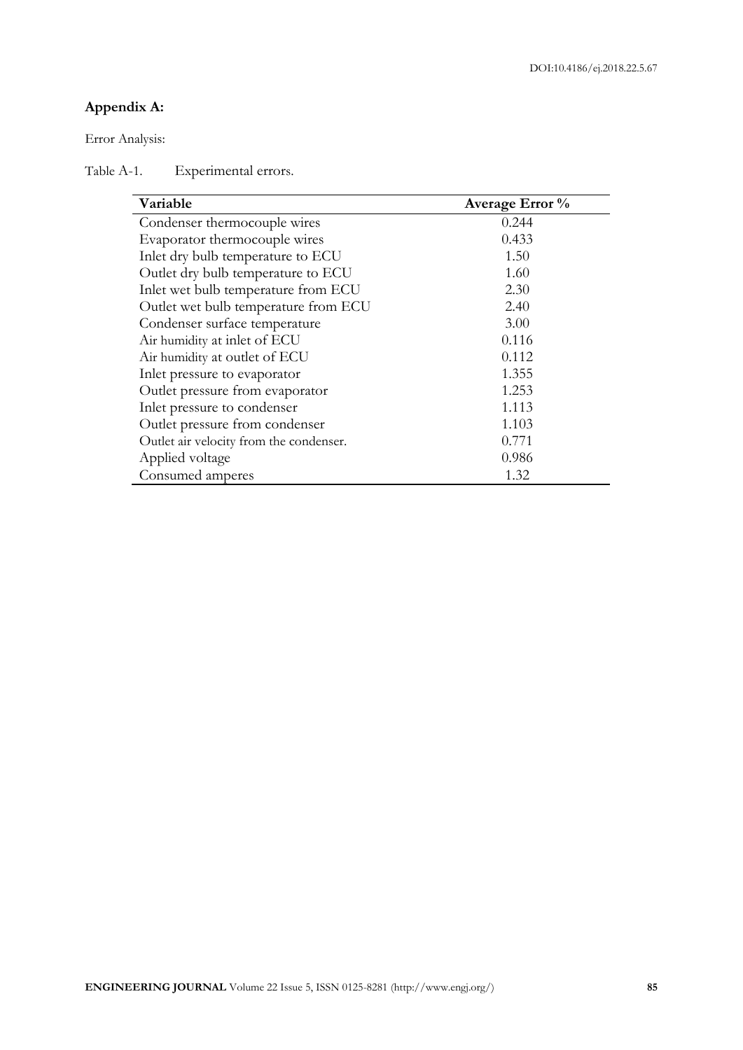## Appendix A:

Error Analysis:

Table A-1. Experimental errors.

| Variable | Average Error % |
|---|---|
| Condenser thermocouple wires | 0.244 |
| Evaporator thermocouple wires | 0.433 |
| Inlet dry bulb temperature to ECU | 1.50 |
| Outlet dry bulb temperature to ECU | 1.60 |
| Inlet wet bulb temperature from ECU | 2.30 |
| Outlet wet bulb temperature from ECU | 2.40 |
| Condenser surface temperature | 3.00 |
| Air humidity at inlet of ECU | 0.116 |
| Air humidity at outlet of ECU | 0.112 |
| Inlet pressure to evaporator | 1.355 |
| Outlet pressure from evaporator | 1.253 |
| Inlet pressure to condenser | 1.113 |
| Outlet pressure from condenser | 1.103 |
| Outlet air velocity from the condenser. | 0.771 |
| Applied voltage | 0.986 |
| Consumed amperes | 1.32 |